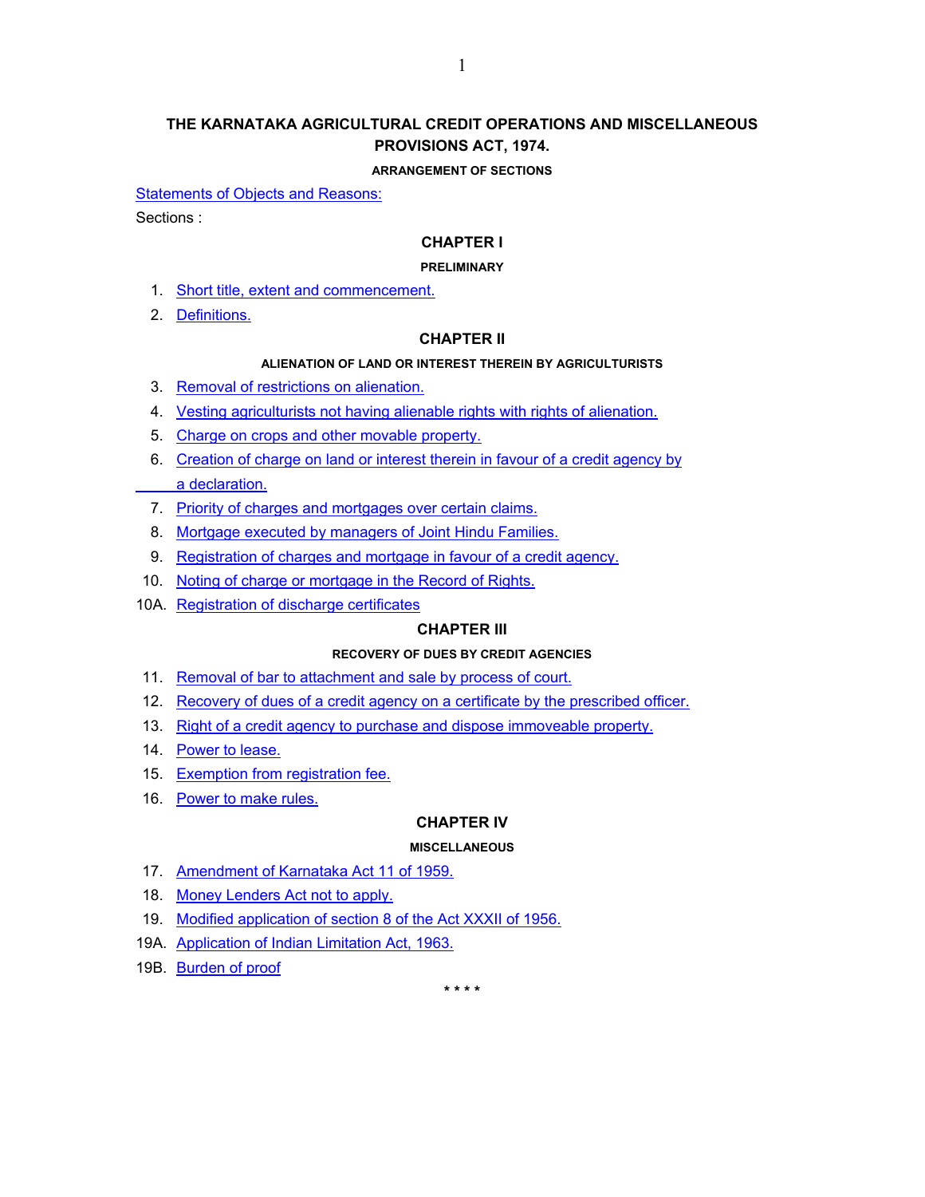# THE KARNATAKA AGRICULTURAL CREDIT OPERATIONS AND MISCELLANEOUS PROVISIONS ACT, 1974.

### ARRANGEMENT OF SECTIONS

Statements of Objects and Reasons:

Sections :

## CHAPTER I

### PRELIMINARY

1. Short title, extent and commencement.
2. Definitions.

## CHAPTER II

### ALIENATION OF LAND OR INTEREST THEREIN BY AGRICULTURISTS

3. Removal of restrictions on alienation.
4. Vesting agriculturists not having alienable rights with rights of alienation.
5. Charge on crops and other movable property.
6. Creation of charge on land or interest therein in favour of a credit agency by a declaration.
7. Priority of charges and mortgages over certain claims.
8. Mortgage executed by managers of Joint Hindu Families.
9. Registration of charges and mortgage in favour of a credit agency.
10. Noting of charge or mortgage in the Record of Rights.

10A. Registration of discharge certificates

## CHAPTER III

### RECOVERY OF DUES BY CREDIT AGENCIES

11. Removal of bar to attachment and sale by process of court.
12. Recovery of dues of a credit agency on a certificate by the prescribed officer.
13. Right of a credit agency to purchase and dispose immoveable property.
14. Power to lease.
15. Exemption from registration fee.
16. Power to make rules.

## CHAPTER IV

### MISCELLANEOUS

17. Amendment of Karnataka Act 11 of 1959.
18. Money Lenders Act not to apply.
19. Modified application of section 8 of the Act XXXII of 1956.

19A. Application of Indian Limitation Act, 1963.

19B. Burden of proof

\* \* \* \*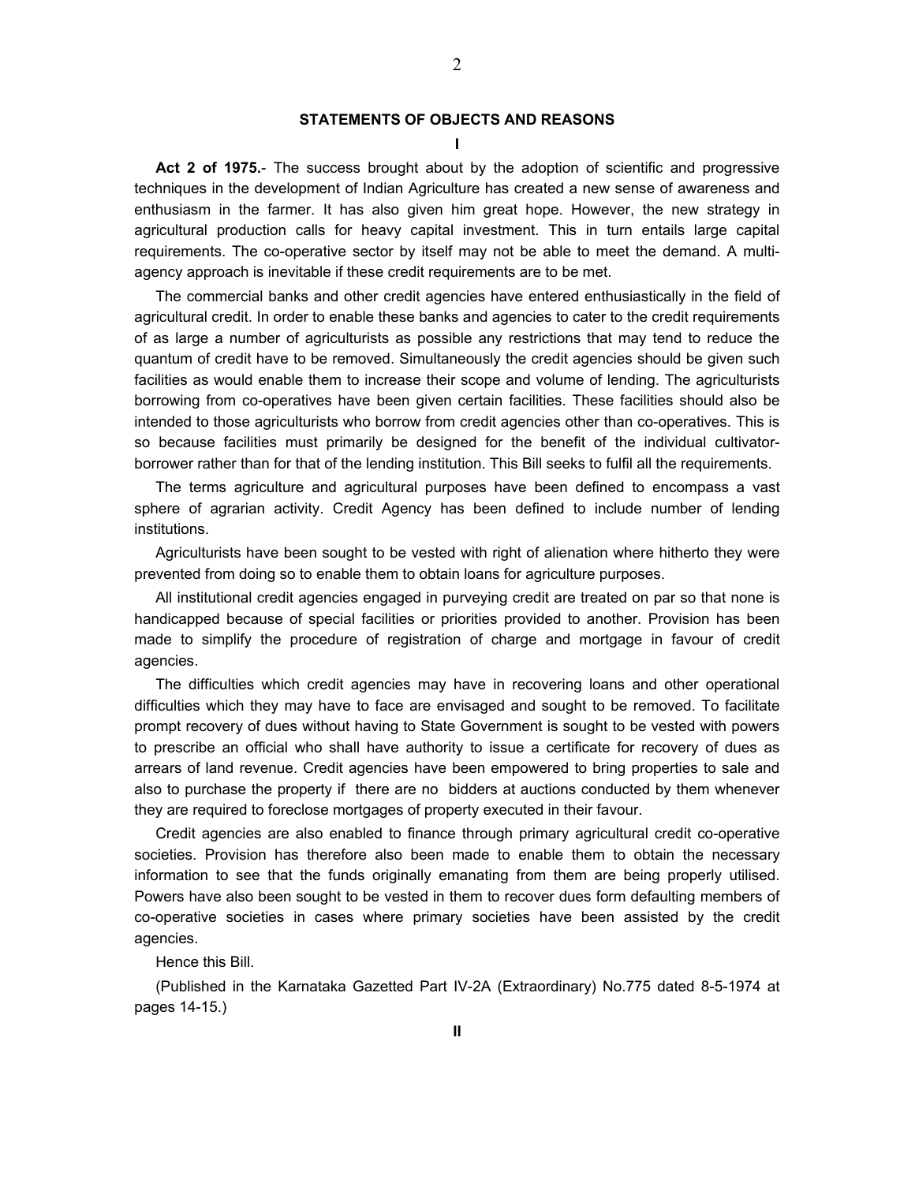## STATEMENTS OF OBJECTS AND REASONS

**I**

**Act 2 of 1975.**- The success brought about by the adoption of scientific and progressive techniques in the development of Indian Agriculture has created a new sense of awareness and enthusiasm in the farmer. It has also given him great hope. However, the new strategy in agricultural production calls for heavy capital investment. This in turn entails large capital requirements. The co-operative sector by itself may not be able to meet the demand. A multi-agency approach is inevitable if these credit requirements are to be met.

The commercial banks and other credit agencies have entered enthusiastically in the field of agricultural credit. In order to enable these banks and agencies to cater to the credit requirements of as large a number of agriculturists as possible any restrictions that may tend to reduce the quantum of credit have to be removed. Simultaneously the credit agencies should be given such facilities as would enable them to increase their scope and volume of lending. The agriculturists borrowing from co-operatives have been given certain facilities. These facilities should also be intended to those agriculturists who borrow from credit agencies other than co-operatives. This is so because facilities must primarily be designed for the benefit of the individual cultivator-borrower rather than for that of the lending institution. This Bill seeks to fulfil all the requirements.

The terms agriculture and agricultural purposes have been defined to encompass a vast sphere of agrarian activity. Credit Agency has been defined to include number of lending institutions.

Agriculturists have been sought to be vested with right of alienation where hitherto they were prevented from doing so to enable them to obtain loans for agriculture purposes.

All institutional credit agencies engaged in purveying credit are treated on par so that none is handicapped because of special facilities or priorities provided to another. Provision has been made to simplify the procedure of registration of charge and mortgage in favour of credit agencies.

The difficulties which credit agencies may have in recovering loans and other operational difficulties which they may have to face are envisaged and sought to be removed. To facilitate prompt recovery of dues without having to State Government is sought to be vested with powers to prescribe an official who shall have authority to issue a certificate for recovery of dues as arrears of land revenue. Credit agencies have been empowered to bring properties to sale and also to purchase the property if there are no bidders at auctions conducted by them whenever they are required to foreclose mortgages of property executed in their favour.

Credit agencies are also enabled to finance through primary agricultural credit co-operative societies. Provision has therefore also been made to enable them to obtain the necessary information to see that the funds originally emanating from them are being properly utilised. Powers have also been sought to be vested in them to recover dues form defaulting members of co-operative societies in cases where primary societies have been assisted by the credit agencies.

Hence this Bill.

(Published in the Karnataka Gazetted Part IV-2A (Extraordinary) No.775 dated 8-5-1974 at pages 14-15.)

**II**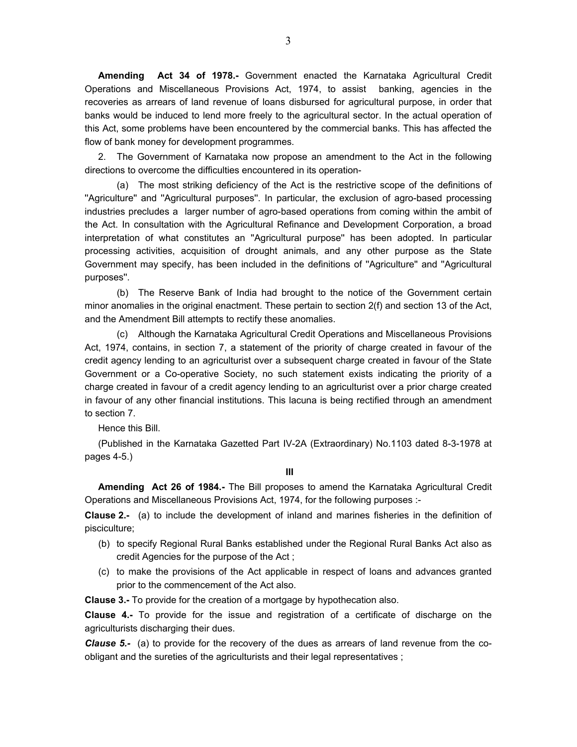**Amending Act 34 of 1978.-** Government enacted the Karnataka Agricultural Credit Operations and Miscellaneous Provisions Act, 1974, to assist banking, agencies in the recoveries as arrears of land revenue of loans disbursed for agricultural purpose, in order that banks would be induced to lend more freely to the agricultural sector. In the actual operation of this Act, some problems have been encountered by the commercial banks. This has affected the flow of bank money for development programmes.

2. The Government of Karnataka now propose an amendment to the Act in the following directions to overcome the difficulties encountered in its operation-

(a) The most striking deficiency of the Act is the restrictive scope of the definitions of "Agriculture" and "Agricultural purposes". In particular, the exclusion of agro-based processing industries precludes a larger number of agro-based operations from coming within the ambit of the Act. In consultation with the Agricultural Refinance and Development Corporation, a broad interpretation of what constitutes an "Agricultural purpose" has been adopted. In particular processing activities, acquisition of drought animals, and any other purpose as the State Government may specify, has been included in the definitions of "Agriculture" and "Agricultural purposes".

(b) The Reserve Bank of India had brought to the notice of the Government certain minor anomalies in the original enactment. These pertain to section 2(f) and section 13 of the Act, and the Amendment Bill attempts to rectify these anomalies.

(c) Although the Karnataka Agricultural Credit Operations and Miscellaneous Provisions Act, 1974, contains, in section 7, a statement of the priority of charge created in favour of the credit agency lending to an agriculturist over a subsequent charge created in favour of the State Government or a Co-operative Society, no such statement exists indicating the priority of a charge created in favour of a credit agency lending to an agriculturist over a prior charge created in favour of any other financial institutions. This lacuna is being rectified through an amendment to section 7.

Hence this Bill.

(Published in the Karnataka Gazetted Part IV-2A (Extraordinary) No.1103 dated 8-3-1978 at pages 4-5.)

**III**

**Amending Act 26 of 1984.-** The Bill proposes to amend the Karnataka Agricultural Credit Operations and Miscellaneous Provisions Act, 1974, for the following purposes :-

**Clause 2.-** (a) to include the development of inland and marines fisheries in the definition of pisciculture;

(b) to specify Regional Rural Banks established under the Regional Rural Banks Act also as credit Agencies for the purpose of the Act ;

(c) to make the provisions of the Act applicable in respect of loans and advances granted prior to the commencement of the Act also.

**Clause 3.-** To provide for the creation of a mortgage by hypothecation also.

**Clause 4.-** To provide for the issue and registration of a certificate of discharge on the agriculturists discharging their dues.

***Clause 5.-*** (a) to provide for the recovery of the dues as arrears of land revenue from the co-obligant and the sureties of the agriculturists and their legal representatives ;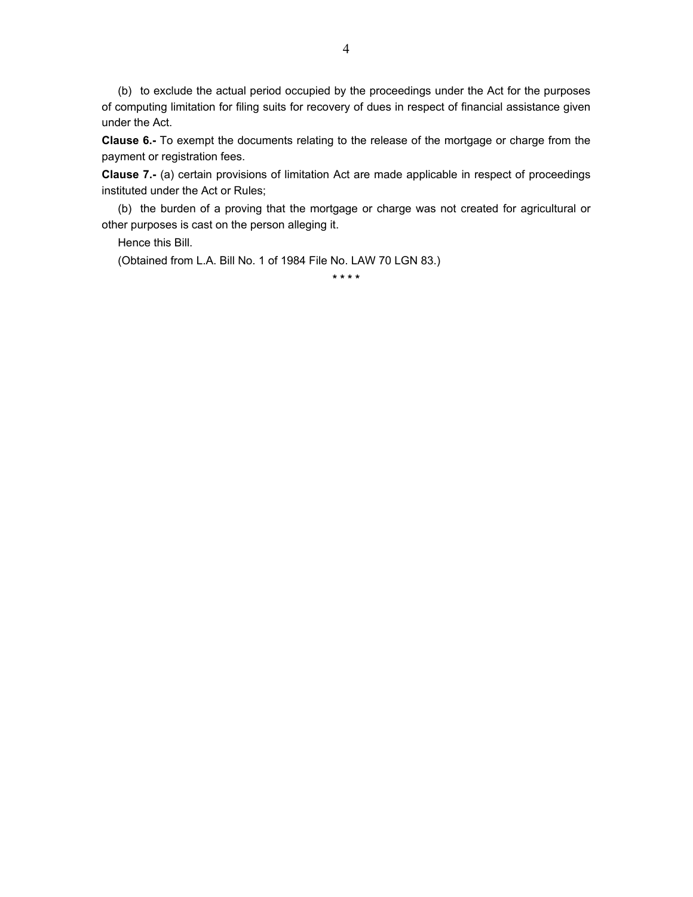(b) to exclude the actual period occupied by the proceedings under the Act for the purposes of computing limitation for filing suits for recovery of dues in respect of financial assistance given under the Act.

**Clause 6.-** To exempt the documents relating to the release of the mortgage or charge from the payment or registration fees.

**Clause 7.-** (a) certain provisions of limitation Act are made applicable in respect of proceedings instituted under the Act or Rules;

(b) the burden of a proving that the mortgage or charge was not created for agricultural or other purposes is cast on the person alleging it.

Hence this Bill.

(Obtained from L.A. Bill No. 1 of 1984 File No. LAW 70 LGN 83.)

* * * *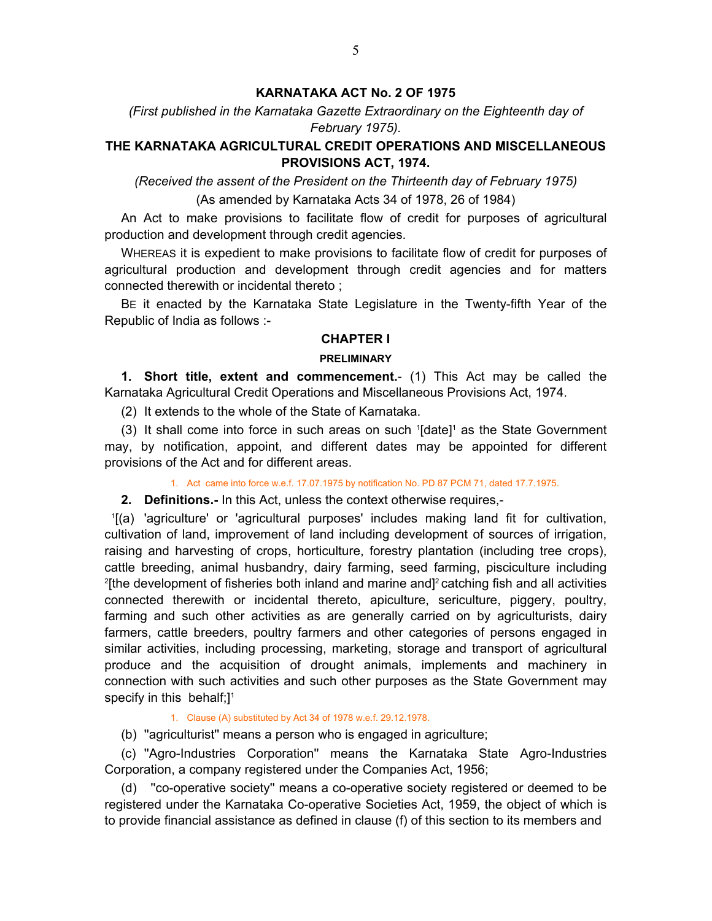**KARNATAKA ACT No. 2 OF 1975**

*(First published in the Karnataka Gazette Extraordinary on the Eighteenth day of February 1975).*

**THE KARNATAKA AGRICULTURAL CREDIT OPERATIONS AND MISCELLANEOUS PROVISIONS ACT, 1974.**

*(Received the assent of the President on the Thirteenth day of February 1975)*

(As amended by Karnataka Acts 34 of 1978, 26 of 1984)

An Act to make provisions to facilitate flow of credit for purposes of agricultural production and development through credit agencies.

WHEREAS it is expedient to make provisions to facilitate flow of credit for purposes of agricultural production and development through credit agencies and for matters connected therewith or incidental thereto ;

BE it enacted by the Karnataka State Legislature in the Twenty-fifth Year of the Republic of India as follows :-

## CHAPTER I

### PRELIMINARY

**1. Short title, extent and commencement.**- (1) This Act may be called the Karnataka Agricultural Credit Operations and Miscellaneous Provisions Act, 1974.

(2) It extends to the whole of the State of Karnataka.

(3) It shall come into force in such areas on such [1][date][1] as the State Government may, by notification, appoint, and different dates may be appointed for different provisions of the Act and for different areas.

1. Act came into force w.e.f. 17.07.1975 by notification No. PD 87 PCM 71, dated 17.7.1975.

**2. Definitions.-** In this Act, unless the context otherwise requires,-

[1][(a) 'agriculture' or 'agricultural purposes' includes making land fit for cultivation, cultivation of land, improvement of land including development of sources of irrigation, raising and harvesting of crops, horticulture, forestry plantation (including tree crops), cattle breeding, animal husbandry, dairy farming, seed farming, pisciculture including [2][the development of fisheries both inland and marine and][2] catching fish and all activities connected therewith or incidental thereto, apiculture, sericulture, piggery, poultry, farming and such other activities as are generally carried on by agriculturists, dairy farmers, cattle breeders, poultry farmers and other categories of persons engaged in similar activities, including processing, marketing, storage and transport of agricultural produce and the acquisition of drought animals, implements and machinery in connection with such activities and such other purposes as the State Government may specify in this behalf;][1]

1. Clause (A) substituted by Act 34 of 1978 w.e.f. 29.12.1978.

(b) "agriculturist" means a person who is engaged in agriculture;

(c) "Agro-Industries Corporation" means the Karnataka State Agro-Industries Corporation, a company registered under the Companies Act, 1956;

(d) "co-operative society" means a co-operative society registered or deemed to be registered under the Karnataka Co-operative Societies Act, 1959, the object of which is to provide financial assistance as defined in clause (f) of this section to its members and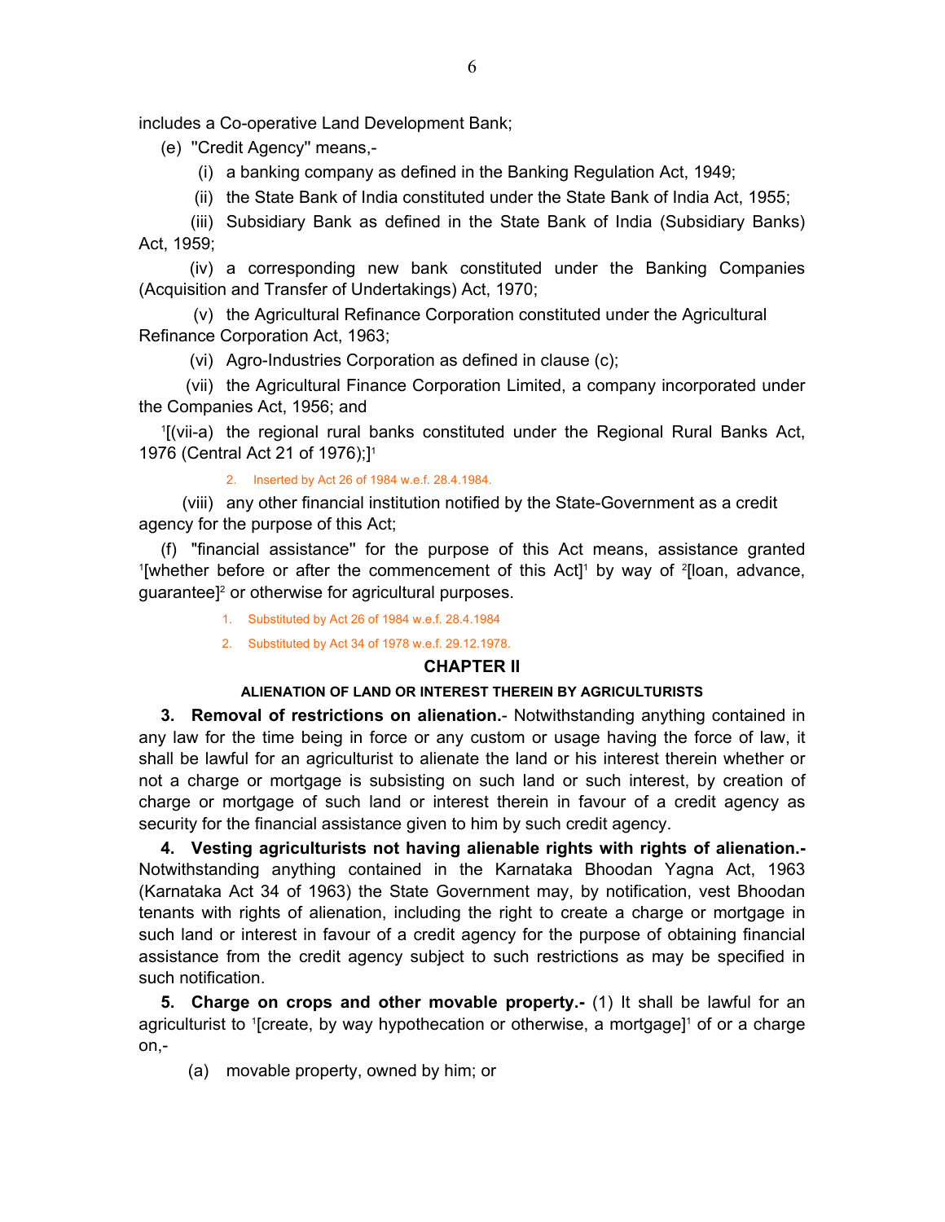includes a Co-operative Land Development Bank;

(e) "Credit Agency" means,-

(i) a banking company as defined in the Banking Regulation Act, 1949;

(ii) the State Bank of India constituted under the State Bank of India Act, 1955;

(iii) Subsidiary Bank as defined in the State Bank of India (Subsidiary Banks) Act, 1959;

(iv) a corresponding new bank constituted under the Banking Companies (Acquisition and Transfer of Undertakings) Act, 1970;

(v) the Agricultural Refinance Corporation constituted under the Agricultural Refinance Corporation Act, 1963;

(vi) Agro-Industries Corporation as defined in clause (c);

(vii) the Agricultural Finance Corporation Limited, a company incorporated under the Companies Act, 1956; and

[1][(vii-a) the regional rural banks constituted under the Regional Rural Banks Act, 1976 (Central Act 21 of 1976);][1]

2. Inserted by Act 26 of 1984 w.e.f. 28.4.1984.

(viii) any other financial institution notified by the State-Government as a credit agency for the purpose of this Act;

(f) "financial assistance" for the purpose of this Act means, assistance granted [1][whether before or after the commencement of this Act][1] by way of [2][loan, advance, guarantee][2] or otherwise for agricultural purposes.

1. Substituted by Act 26 of 1984 w.e.f. 28.4.1984

2. Substituted by Act 34 of 1978 w.e.f. 29.12.1978.

## CHAPTER II

### ALIENATION OF LAND OR INTEREST THEREIN BY AGRICULTURISTS

**3. Removal of restrictions on alienation.**- Notwithstanding anything contained in any law for the time being in force or any custom or usage having the force of law, it shall be lawful for an agriculturist to alienate the land or his interest therein whether or not a charge or mortgage is subsisting on such land or such interest, by creation of charge or mortgage of such land or interest therein in favour of a credit agency as security for the financial assistance given to him by such credit agency.

**4. Vesting agriculturists not having alienable rights with rights of alienation.-** Notwithstanding anything contained in the Karnataka Bhoodan Yagna Act, 1963 (Karnataka Act 34 of 1963) the State Government may, by notification, vest Bhoodan tenants with rights of alienation, including the right to create a charge or mortgage in such land or interest in favour of a credit agency for the purpose of obtaining financial assistance from the credit agency subject to such restrictions as may be specified in such notification.

**5. Charge on crops and other movable property.-** (1) It shall be lawful for an agriculturist to [1][create, by way hypothecation or otherwise, a mortgage][1] of or a charge on,-

(a) movable property, owned by him; or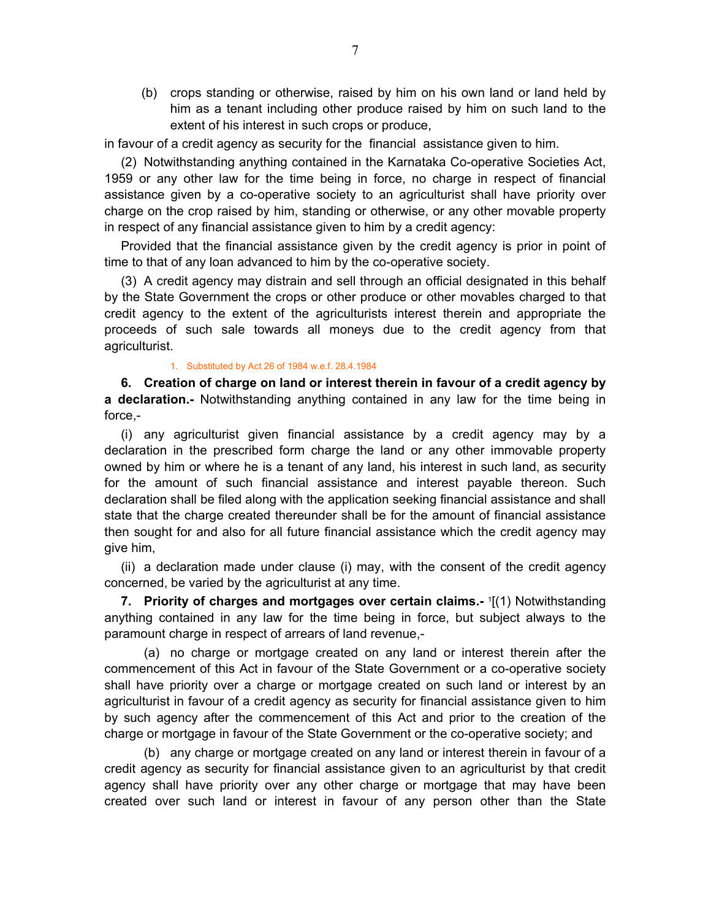(b) crops standing or otherwise, raised by him on his own land or land held by him as a tenant including other produce raised by him on such land to the extent of his interest in such crops or produce,

in favour of a credit agency as security for the financial assistance given to him.

(2) Notwithstanding anything contained in the Karnataka Co-operative Societies Act, 1959 or any other law for the time being in force, no charge in respect of financial assistance given by a co-operative society to an agriculturist shall have priority over charge on the crop raised by him, standing or otherwise, or any other movable property in respect of any financial assistance given to him by a credit agency:

Provided that the financial assistance given by the credit agency is prior in point of time to that of any loan advanced to him by the co-operative society.

(3) A credit agency may distrain and sell through an official designated in this behalf by the State Government the crops or other produce or other movables charged to that credit agency to the extent of the agriculturists interest therein and appropriate the proceeds of such sale towards all moneys due to the credit agency from that agriculturist.

1. Substituted by Act 26 of 1984 w.e.f. 28.4.1984

**6. Creation of charge on land or interest therein in favour of a credit agency by a declaration.-** Notwithstanding anything contained in any law for the time being in force,-

(i) any agriculturist given financial assistance by a credit agency may by a declaration in the prescribed form charge the land or any other immovable property owned by him or where he is a tenant of any land, his interest in such land, as security for the amount of such financial assistance and interest payable thereon. Such declaration shall be filed along with the application seeking financial assistance and shall state that the charge created thereunder shall be for the amount of financial assistance then sought for and also for all future financial assistance which the credit agency may give him,

(ii) a declaration made under clause (i) may, with the consent of the credit agency concerned, be varied by the agriculturist at any time.

**7. Priority of charges and mortgages over certain claims.-** [1][(1) Notwithstanding anything contained in any law for the time being in force, but subject always to the paramount charge in respect of arrears of land revenue,-

(a) no charge or mortgage created on any land or interest therein after the commencement of this Act in favour of the State Government or a co-operative society shall have priority over a charge or mortgage created on such land or interest by an agriculturist in favour of a credit agency as security for financial assistance given to him by such agency after the commencement of this Act and prior to the creation of the charge or mortgage in favour of the State Government or the co-operative society; and

(b) any charge or mortgage created on any land or interest therein in favour of a credit agency as security for financial assistance given to an agriculturist by that credit agency shall have priority over any other charge or mortgage that may have been created over such land or interest in favour of any person other than the State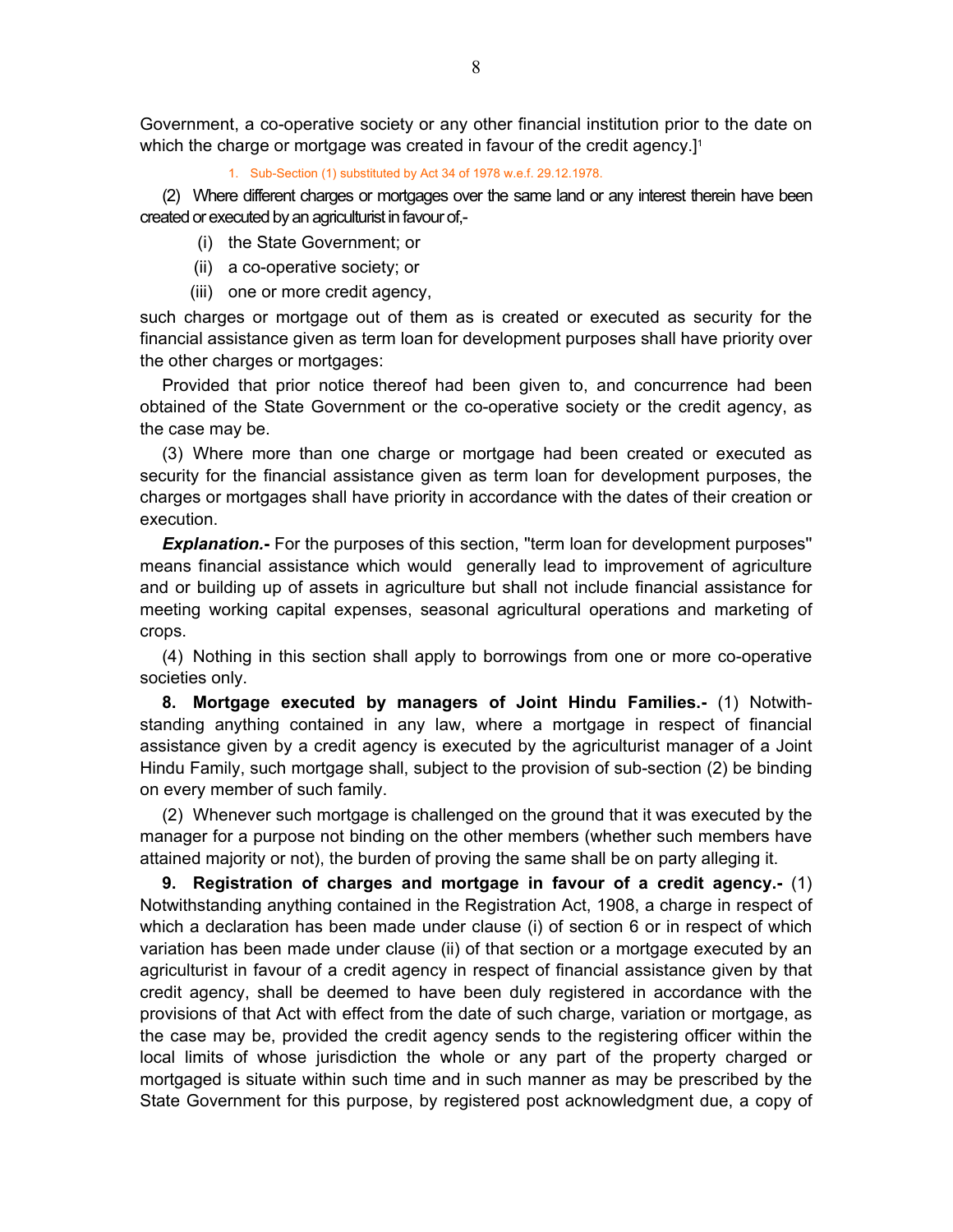Government, a co-operative society or any other financial institution prior to the date on which the charge or mortgage was created in favour of the credit agency.][1]

1. Sub-Section (1) substituted by Act 34 of 1978 w.e.f. 29.12.1978.

(2) Where different charges or mortgages over the same land or any interest therein have been created or executed by an agriculturist in favour of,-

(i) the State Government; or

(ii) a co-operative society; or

(iii) one or more credit agency,

such charges or mortgage out of them as is created or executed as security for the financial assistance given as term loan for development purposes shall have priority over the other charges or mortgages:

Provided that prior notice thereof had been given to, and concurrence had been obtained of the State Government or the co-operative society or the credit agency, as the case may be.

(3) Where more than one charge or mortgage had been created or executed as security for the financial assistance given as term loan for development purposes, the charges or mortgages shall have priority in accordance with the dates of their creation or execution.

***Explanation.-*** For the purposes of this section, "term loan for development purposes" means financial assistance which would generally lead to improvement of agriculture and or building up of assets in agriculture but shall not include financial assistance for meeting working capital expenses, seasonal agricultural operations and marketing of crops.

(4) Nothing in this section shall apply to borrowings from one or more co-operative societies only.

**8. Mortgage executed by managers of Joint Hindu Families.-** (1) Notwithstanding anything contained in any law, where a mortgage in respect of financial assistance given by a credit agency is executed by the agriculturist manager of a Joint Hindu Family, such mortgage shall, subject to the provision of sub-section (2) be binding on every member of such family.

(2) Whenever such mortgage is challenged on the ground that it was executed by the manager for a purpose not binding on the other members (whether such members have attained majority or not), the burden of proving the same shall be on party alleging it.

**9. Registration of charges and mortgage in favour of a credit agency.-** (1) Notwithstanding anything contained in the Registration Act, 1908, a charge in respect of which a declaration has been made under clause (i) of section 6 or in respect of which variation has been made under clause (ii) of that section or a mortgage executed by an agriculturist in favour of a credit agency in respect of financial assistance given by that credit agency, shall be deemed to have been duly registered in accordance with the provisions of that Act with effect from the date of such charge, variation or mortgage, as the case may be, provided the credit agency sends to the registering officer within the local limits of whose jurisdiction the whole or any part of the property charged or mortgaged is situate within such time and in such manner as may be prescribed by the State Government for this purpose, by registered post acknowledgment due, a copy of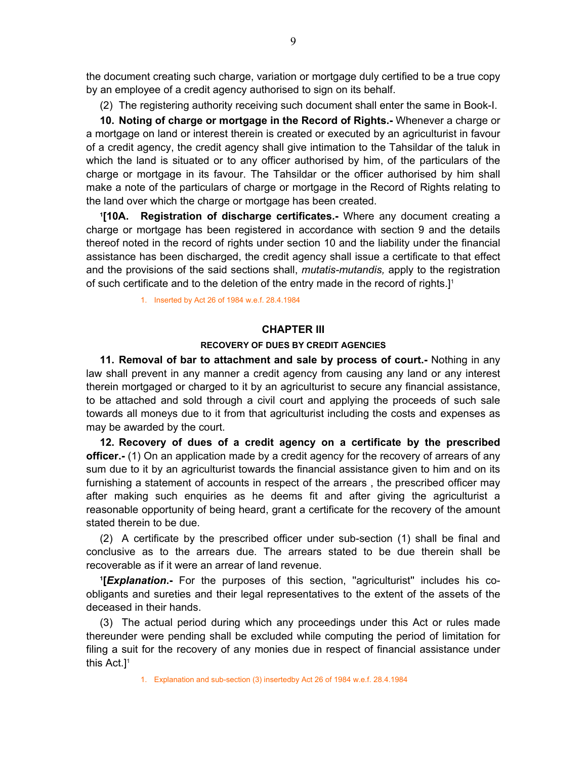the document creating such charge, variation or mortgage duly certified to be a true copy by an employee of a credit agency authorised to sign on its behalf.

(2) The registering authority receiving such document shall enter the same in Book-I.

**10. Noting of charge or mortgage in the Record of Rights.-** Whenever a charge or a mortgage on land or interest therein is created or executed by an agriculturist in favour of a credit agency, the credit agency shall give intimation to the Tahsildar of the taluk in which the land is situated or to any officer authorised by him, of the particulars of the charge or mortgage in its favour. The Tahsildar or the officer authorised by him shall make a note of the particulars of charge or mortgage in the Record of Rights relating to the land over which the charge or mortgage has been created.

[1]**[10A. Registration of discharge certificates.-** Where any document creating a charge or mortgage has been registered in accordance with section 9 and the details thereof noted in the record of rights under section 10 and the liability under the financial assistance has been discharged, the credit agency shall issue a certificate to that effect and the provisions of the said sections shall, *mutatis-mutandis,* apply to the registration of such certificate and to the deletion of the entry made in the record of rights.][1]

1. Inserted by Act 26 of 1984 w.e.f. 28.4.1984

## CHAPTER III

### RECOVERY OF DUES BY CREDIT AGENCIES

**11. Removal of bar to attachment and sale by process of court.-** Nothing in any law shall prevent in any manner a credit agency from causing any land or any interest therein mortgaged or charged to it by an agriculturist to secure any financial assistance, to be attached and sold through a civil court and applying the proceeds of such sale towards all moneys due to it from that agriculturist including the costs and expenses as may be awarded by the court.

**12. Recovery of dues of a credit agency on a certificate by the prescribed officer.-** (1) On an application made by a credit agency for the recovery of arrears of any sum due to it by an agriculturist towards the financial assistance given to him and on its furnishing a statement of accounts in respect of the arrears , the prescribed officer may after making such enquiries as he deems fit and after giving the agriculturist a reasonable opportunity of being heard, grant a certificate for the recovery of the amount stated therein to be due.

(2) A certificate by the prescribed officer under sub-section (1) shall be final and conclusive as to the arrears due. The arrears stated to be due therein shall be recoverable as if it were an arrear of land revenue.

[1]**[*Explanation*.-** For the purposes of this section, "agriculturist" includes his co-obligants and sureties and their legal representatives to the extent of the assets of the deceased in their hands.

(3) The actual period during which any proceedings under this Act or rules made thereunder were pending shall be excluded while computing the period of limitation for filing a suit for the recovery of any monies due in respect of financial assistance under this Act.][1]

1. Explanation and sub-section (3) insertedby Act 26 of 1984 w.e.f. 28.4.1984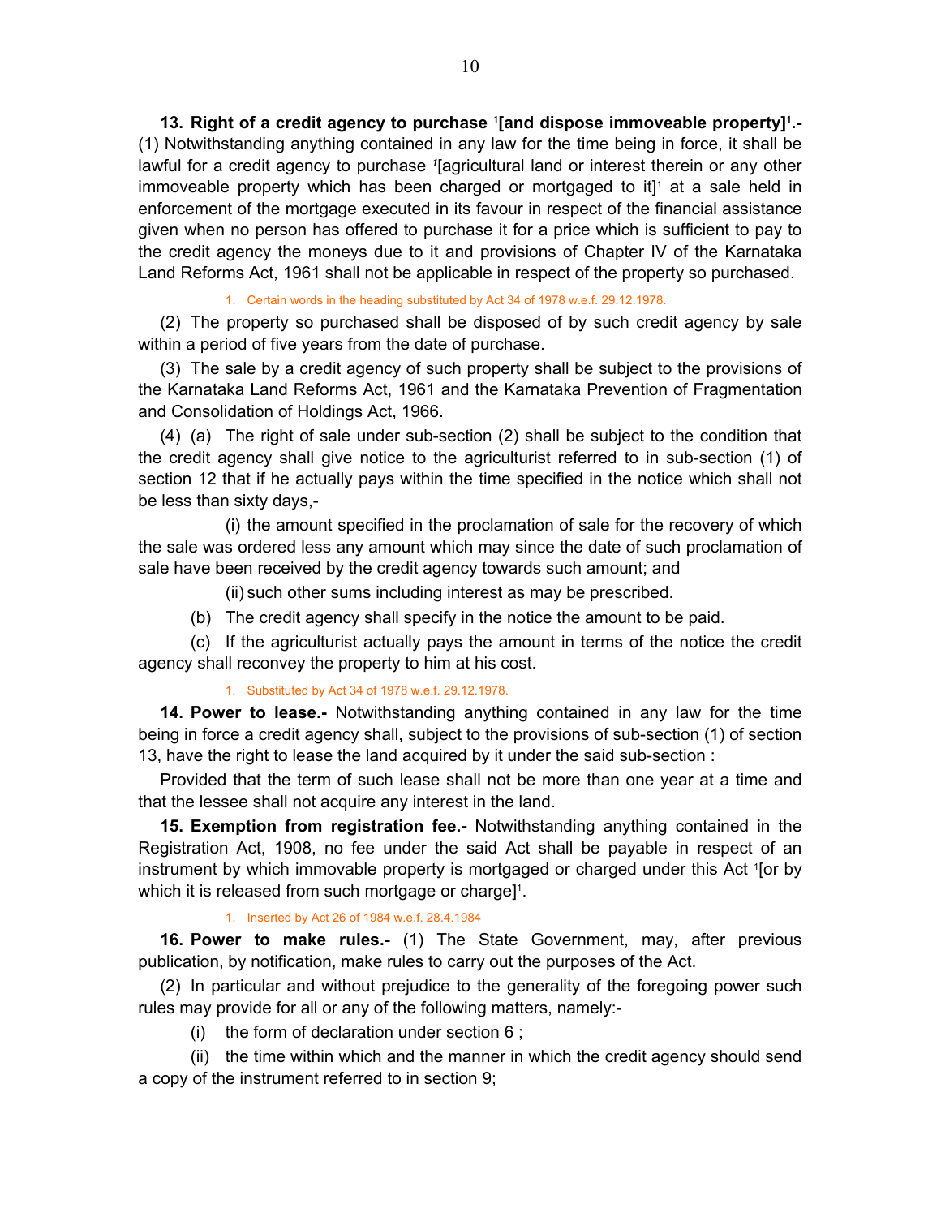**13. Right of a credit agency to purchase [1][and dispose immoveable property][1].-** (1) Notwithstanding anything contained in any law for the time being in force, it shall be lawful for a credit agency to purchase [1][agricultural land or interest therein or any other immoveable property which has been charged or mortgaged to it][1] at a sale held in enforcement of the mortgage executed in its favour in respect of the financial assistance given when no person has offered to purchase it for a price which is sufficient to pay to the credit agency the moneys due to it and provisions of Chapter IV of the Karnataka Land Reforms Act, 1961 shall not be applicable in respect of the property so purchased.

1. Certain words in the heading substituted by Act 34 of 1978 w.e.f. 29.12.1978.

(2) The property so purchased shall be disposed of by such credit agency by sale within a period of five years from the date of purchase.

(3) The sale by a credit agency of such property shall be subject to the provisions of the Karnataka Land Reforms Act, 1961 and the Karnataka Prevention of Fragmentation and Consolidation of Holdings Act, 1966.

(4) (a) The right of sale under sub-section (2) shall be subject to the condition that the credit agency shall give notice to the agriculturist referred to in sub-section (1) of section 12 that if he actually pays within the time specified in the notice which shall not be less than sixty days,-

(i) the amount specified in the proclamation of sale for the recovery of which the sale was ordered less any amount which may since the date of such proclamation of sale have been received by the credit agency towards such amount; and

(ii) such other sums including interest as may be prescribed.

(b) The credit agency shall specify in the notice the amount to be paid.

(c) If the agriculturist actually pays the amount in terms of the notice the credit agency shall reconvey the property to him at his cost.

1. Substituted by Act 34 of 1978 w.e.f. 29.12.1978.

**14. Power to lease.-** Notwithstanding anything contained in any law for the time being in force a credit agency shall, subject to the provisions of sub-section (1) of section 13, have the right to lease the land acquired by it under the said sub-section :

Provided that the term of such lease shall not be more than one year at a time and that the lessee shall not acquire any interest in the land.

**15. Exemption from registration fee.-** Notwithstanding anything contained in the Registration Act, 1908, no fee under the said Act shall be payable in respect of an instrument by which immovable property is mortgaged or charged under this Act [1][or by which it is released from such mortgage or charge][1].

1. Inserted by Act 26 of 1984 w.e.f. 28.4.1984

**16. Power to make rules.-** (1) The State Government, may, after previous publication, by notification, make rules to carry out the purposes of the Act.

(2) In particular and without prejudice to the generality of the foregoing power such rules may provide for all or any of the following matters, namely:-

(i) the form of declaration under section 6 ;

(ii) the time within which and the manner in which the credit agency should send a copy of the instrument referred to in section 9;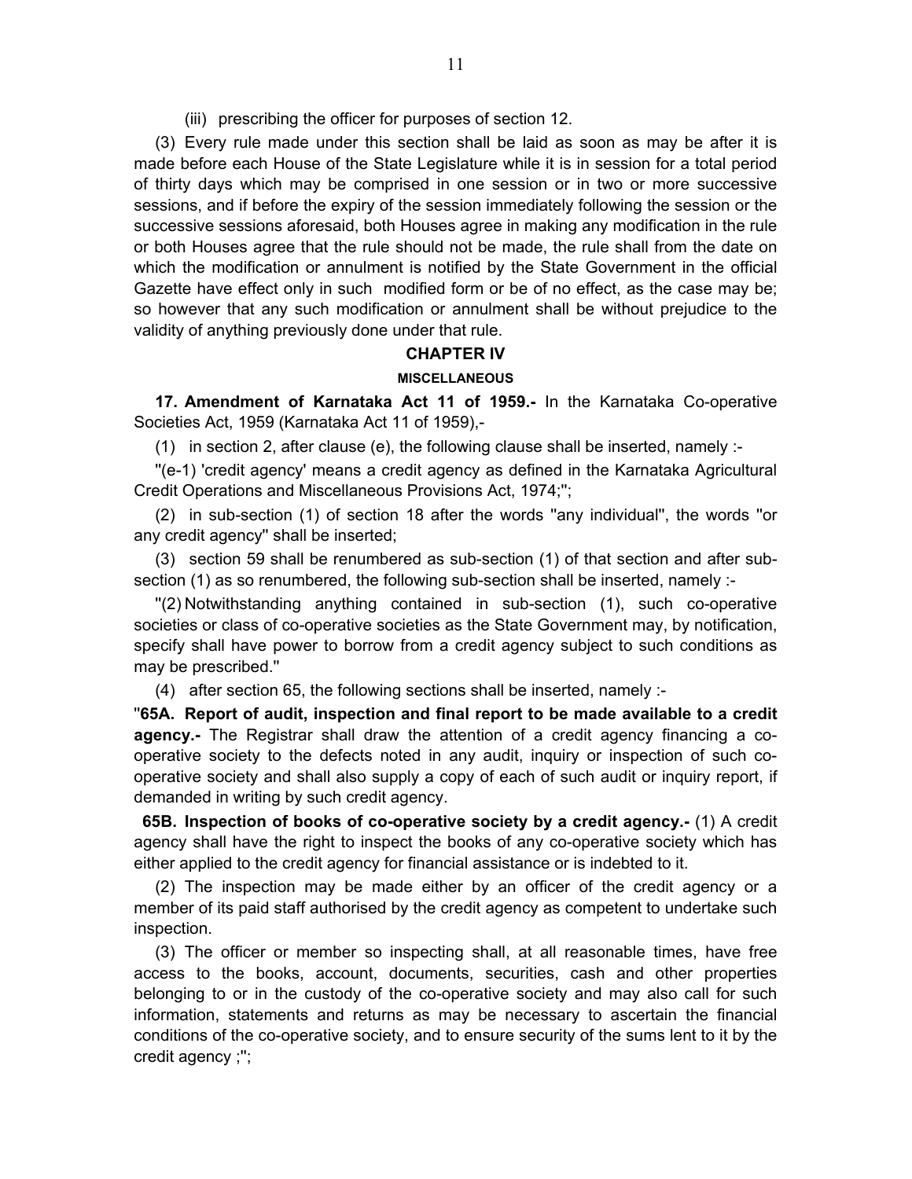(iii) prescribing the officer for purposes of section 12.

(3) Every rule made under this section shall be laid as soon as may be after it is made before each House of the State Legislature while it is in session for a total period of thirty days which may be comprised in one session or in two or more successive sessions, and if before the expiry of the session immediately following the session or the successive sessions aforesaid, both Houses agree in making any modification in the rule or both Houses agree that the rule should not be made, the rule shall from the date on which the modification or annulment is notified by the State Government in the official Gazette have effect only in such modified form or be of no effect, as the case may be; so however that any such modification or annulment shall be without prejudice to the validity of anything previously done under that rule.

## CHAPTER IV

### MISCELLANEOUS

**17. Amendment of Karnataka Act 11 of 1959.-** In the Karnataka Co-operative Societies Act, 1959 (Karnataka Act 11 of 1959),-

(1) in section 2, after clause (e), the following clause shall be inserted, namely :-

"(e-1) 'credit agency' means a credit agency as defined in the Karnataka Agricultural Credit Operations and Miscellaneous Provisions Act, 1974;";

(2) in sub-section (1) of section 18 after the words "any individual", the words "or any credit agency" shall be inserted;

(3) section 59 shall be renumbered as sub-section (1) of that section and after sub-section (1) as so renumbered, the following sub-section shall be inserted, namely :-

"(2) Notwithstanding anything contained in sub-section (1), such co-operative societies or class of co-operative societies as the State Government may, by notification, specify shall have power to borrow from a credit agency subject to such conditions as may be prescribed."

(4) after section 65, the following sections shall be inserted, namely :-

"**65A. Report of audit, inspection and final report to be made available to a credit agency.-** The Registrar shall draw the attention of a credit agency financing a co-operative society to the defects noted in any audit, inquiry or inspection of such co-operative society and shall also supply a copy of each of such audit or inquiry report, if demanded in writing by such credit agency.

**65B. Inspection of books of co-operative society by a credit agency.-** (1) A credit agency shall have the right to inspect the books of any co-operative society which has either applied to the credit agency for financial assistance or is indebted to it.

(2) The inspection may be made either by an officer of the credit agency or a member of its paid staff authorised by the credit agency as competent to undertake such inspection.

(3) The officer or member so inspecting shall, at all reasonable times, have free access to the books, account, documents, securities, cash and other properties belonging to or in the custody of the co-operative society and may also call for such information, statements and returns as may be necessary to ascertain the financial conditions of the co-operative society, and to ensure security of the sums lent to it by the credit agency ;";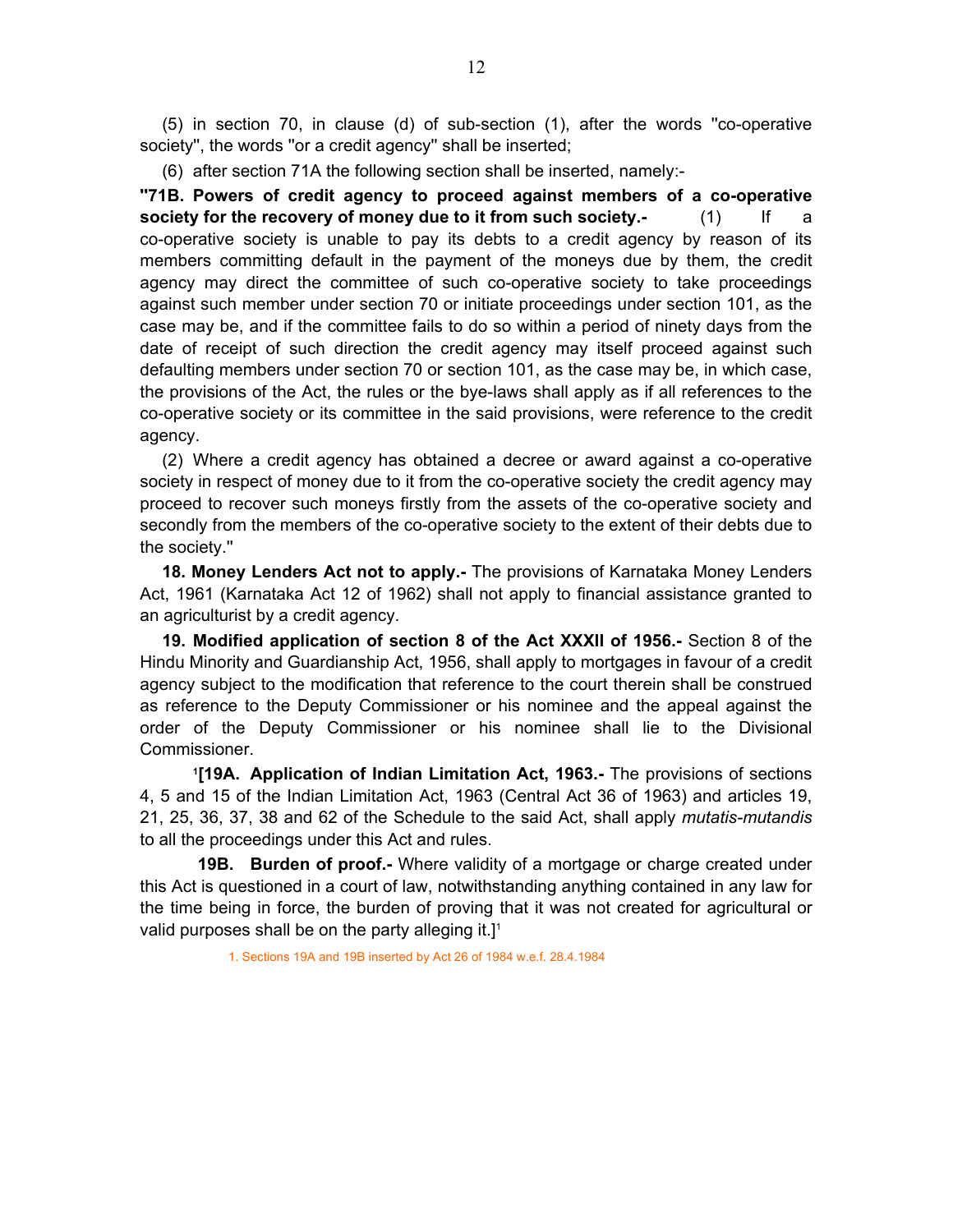(5) in section 70, in clause (d) of sub-section (1), after the words "co-operative society", the words "or a credit agency" shall be inserted;

(6) after section 71A the following section shall be inserted, namely:-

**"71B. Powers of credit agency to proceed against members of a co-operative society for the recovery of money due to it from such society.-** (1) If a co-operative society is unable to pay its debts to a credit agency by reason of its members committing default in the payment of the moneys due by them, the credit agency may direct the committee of such co-operative society to take proceedings against such member under section 70 or initiate proceedings under section 101, as the case may be, and if the committee fails to do so within a period of ninety days from the date of receipt of such direction the credit agency may itself proceed against such defaulting members under section 70 or section 101, as the case may be, in which case, the provisions of the Act, the rules or the bye-laws shall apply as if all references to the co-operative society or its committee in the said provisions, were reference to the credit agency.

(2) Where a credit agency has obtained a decree or award against a co-operative society in respect of money due to it from the co-operative society the credit agency may proceed to recover such moneys firstly from the assets of the co-operative society and secondly from the members of the co-operative society to the extent of their debts due to the society."

**18. Money Lenders Act not to apply.-** The provisions of Karnataka Money Lenders Act, 1961 (Karnataka Act 12 of 1962) shall not apply to financial assistance granted to an agriculturist by a credit agency.

**19. Modified application of section 8 of the Act XXXII of 1956.-** Section 8 of the Hindu Minority and Guardianship Act, 1956, shall apply to mortgages in favour of a credit agency subject to the modification that reference to the court therein shall be construed as reference to the Deputy Commissioner or his nominee and the appeal against the order of the Deputy Commissioner or his nominee shall lie to the Divisional Commissioner.

[1]**[19A. Application of Indian Limitation Act, 1963.-** The provisions of sections 4, 5 and 15 of the Indian Limitation Act, 1963 (Central Act 36 of 1963) and articles 19, 21, 25, 36, 37, 38 and 62 of the Schedule to the said Act, shall apply *mutatis-mutandis* to all the proceedings under this Act and rules.

**19B. Burden of proof.-** Where validity of a mortgage or charge created under this Act is questioned in a court of law, notwithstanding anything contained in any law for the time being in force, the burden of proving that it was not created for agricultural or valid purposes shall be on the party alleging it.][1]

1. Sections 19A and 19B inserted by Act 26 of 1984 w.e.f. 28.4.1984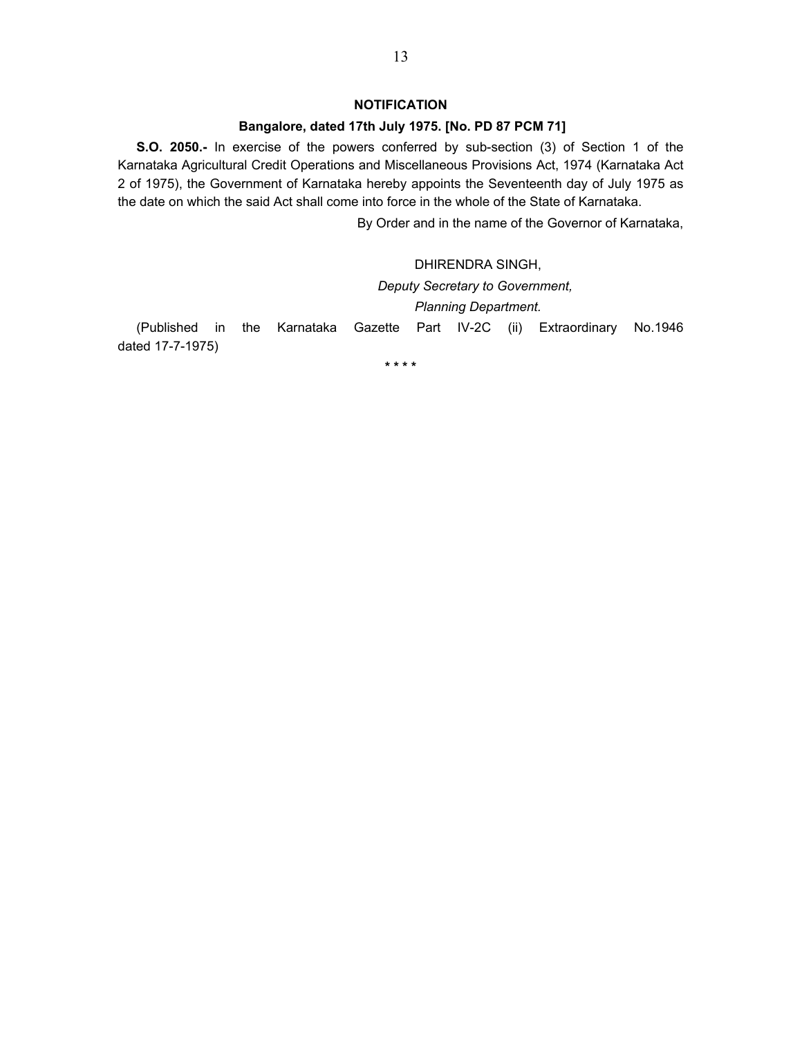## NOTIFICATION

**Bangalore, dated 17th July 1975. [No. PD 87 PCM 71]**

**S.O. 2050.-** In exercise of the powers conferred by sub-section (3) of Section 1 of the Karnataka Agricultural Credit Operations and Miscellaneous Provisions Act, 1974 (Karnataka Act 2 of 1975), the Government of Karnataka hereby appoints the Seventeenth day of July 1975 as the date on which the said Act shall come into force in the whole of the State of Karnataka.

By Order and in the name of the Governor of Karnataka,

DHIRENDRA SINGH,

*Deputy Secretary to Government,*

*Planning Department.*

(Published in the Karnataka Gazette Part IV-2C (ii) Extraordinary No.1946 dated 17-7-1975)

\* \* \* \*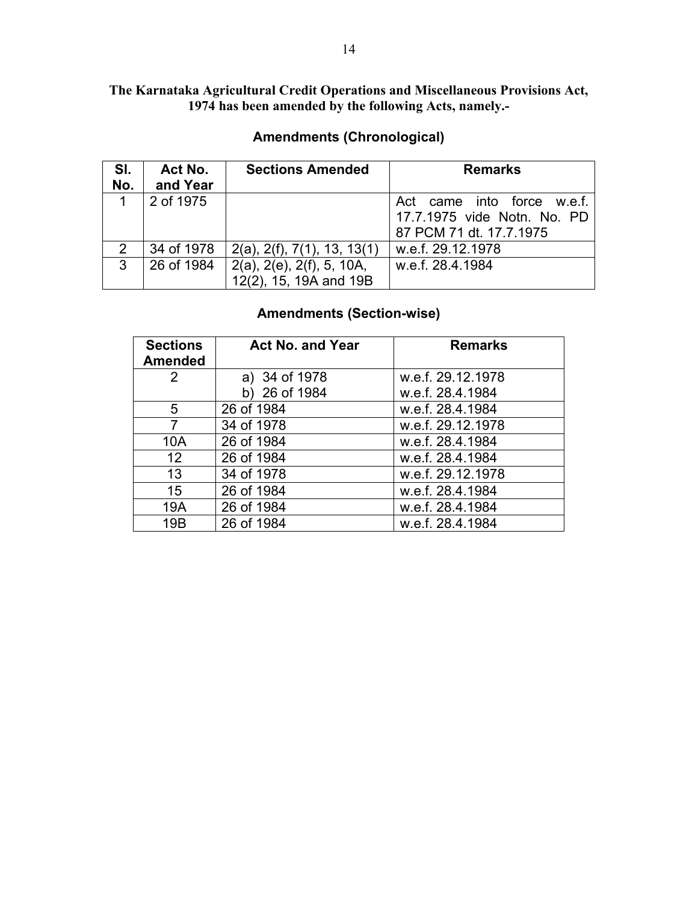**The Karnataka Agricultural Credit Operations and Miscellaneous Provisions Act, 1974 has been amended by the following Acts, namely.-**

## Amendments (Chronological)

| Sl. No. | Act No. and Year | Sections Amended | Remarks |
|---|---|---|---|
| 1 | 2 of 1975 | | Act came into force w.e.f. 17.7.1975 vide Notn. No. PD 87 PCM 71 dt. 17.7.1975 |
| 2 | 34 of 1978 | 2(a), 2(f), 7(1), 13, 13(1) | w.e.f. 29.12.1978 |
| 3 | 26 of 1984 | 2(a), 2(e), 2(f), 5, 10A, 12(2), 15, 19A and 19B | w.e.f. 28.4.1984 |

## Amendments (Section-wise)

| Sections Amended | Act No. and Year | Remarks |
|---|---|---|
| 2 | a) 34 of 1978<br>b) 26 of 1984 | w.e.f. 29.12.1978<br>w.e.f. 28.4.1984 |
| 5 | 26 of 1984 | w.e.f. 28.4.1984 |
| 7 | 34 of 1978 | w.e.f. 29.12.1978 |
| 10A | 26 of 1984 | w.e.f. 28.4.1984 |
| 12 | 26 of 1984 | w.e.f. 28.4.1984 |
| 13 | 34 of 1978 | w.e.f. 29.12.1978 |
| 15 | 26 of 1984 | w.e.f. 28.4.1984 |
| 19A | 26 of 1984 | w.e.f. 28.4.1984 |
| 19B | 26 of 1984 | w.e.f. 28.4.1984 |